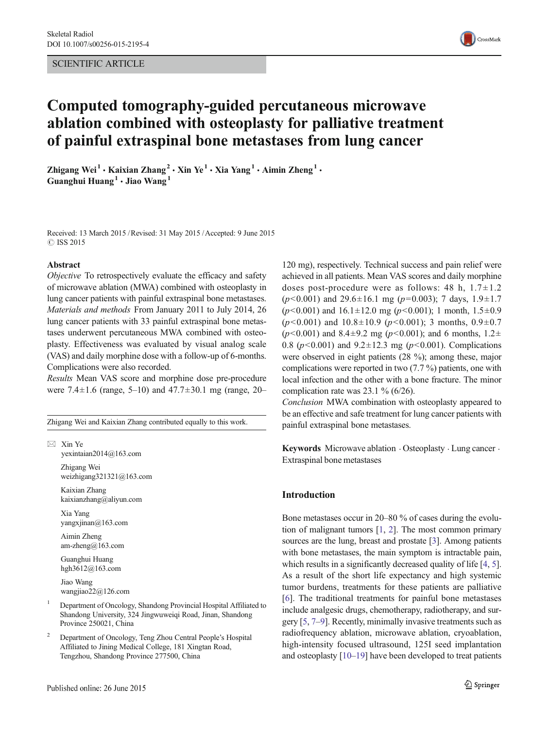SCIENTIFIC ARTICLE

# Computed tomography-guided percutaneous microwave ablation combined with osteoplasty for palliative treatment of painful extraspinal bone metastases from lung cancer

**Zhigang Wei[1] · Kaixian Zhang[2] · Xin Ye[1] · Xia Yang[1] · Aimin Zheng[1] · Guanghui Huang[1] · Jiao Wang[1]**

Received: 13 March 2015 / Revised: 31 May 2015 / Accepted: 9 June 2015
© ISS 2015

## Abstract

*Objective* To retrospectively evaluate the efficacy and safety of microwave ablation (MWA) combined with osteoplasty in lung cancer patients with painful extraspinal bone metastases.
*Materials and methods* From January 2011 to July 2014, 26 lung cancer patients with 33 painful extraspinal bone metastases underwent percutaneous MWA combined with osteoplasty. Effectiveness was evaluated by visual analog scale (VAS) and daily morphine dose with a follow-up of 6-months. Complications were also recorded.
*Results* Mean VAS score and morphine dose pre-procedure were 7.4±1.6 (range, 5–10) and 47.7±30.1 mg (range, 20–120 mg), respectively. Technical success and pain relief were achieved in all patients. Mean VAS scores and daily morphine doses post-procedure were as follows: 48 h, 1.7±1.2 ($p<0.001$) and 29.6±16.1 mg ($p=0.003$); 7 days, 1.9±1.7 ($p<0.001$) and 16.1±12.0 mg ($p<0.001$); 1 month, 1.5±0.9 ($p<0.001$) and 10.8±10.9 ($p<0.001$); 3 months, 0.9±0.7 ($p<0.001$) and 8.4±9.2 mg ($p<0.001$); and 6 months, 1.2±0.8 ($p<0.001$) and 9.2±12.3 mg ($p<0.001$). Complications were observed in eight patients (28 %); among these, major complications were reported in two (7.7 %) patients, one with local infection and the other with a bone fracture. The minor complication rate was 23.1 % (6/26).
*Conclusion* MWA combination with osteoplasty appeared to be an effective and safe treatment for lung cancer patients with painful extraspinal bone metastases.

**Keywords** Microwave ablation · Osteoplasty · Lung cancer · Extraspinal bone metastases

Zhigang Wei and Kaixian Zhang contributed equally to this work.

✉ Xin Ye
yexintaian2014@163.com

Zhigang Wei
weizhigang321321@163.com

Kaixian Zhang
kaixianzhang@aliyun.com

Xia Yang
yangxjinan@163.com

Aimin Zheng
am-zheng@163.com

Guanghui Huang
hgh3612@163.com

Jiao Wang
wangjiao22@126.com

[1] Department of Oncology, Shandong Provincial Hospital Affiliated to Shandong University, 324 Jingwuweiqi Road, Jinan, Shandong Province 250021, China

[2] Department of Oncology, Teng Zhou Central People's Hospital Affiliated to Jining Medical College, 181 Xingtan Road, Tengzhou, Shandong Province 277500, China

## Introduction

Bone metastases occur in 20–80 % of cases during the evolution of malignant tumors [1, 2]. The most common primary sources are the lung, breast and prostate [3]. Among patients with bone metastases, the main symptom is intractable pain, which results in a significantly decreased quality of life [4, 5]. As a result of the short life expectancy and high systemic tumor burdens, treatments for these patients are palliative [6]. The traditional treatments for painful bone metastases include analgesic drugs, chemotherapy, radiotherapy, and surgery [5, 7–9]. Recently, minimally invasive treatments such as radiofrequency ablation, microwave ablation, cryoablation, high-intensity focused ultrasound, 125I seed implantation and osteoplasty [10–19] have been developed to treat patients

Published online: 26 June 2015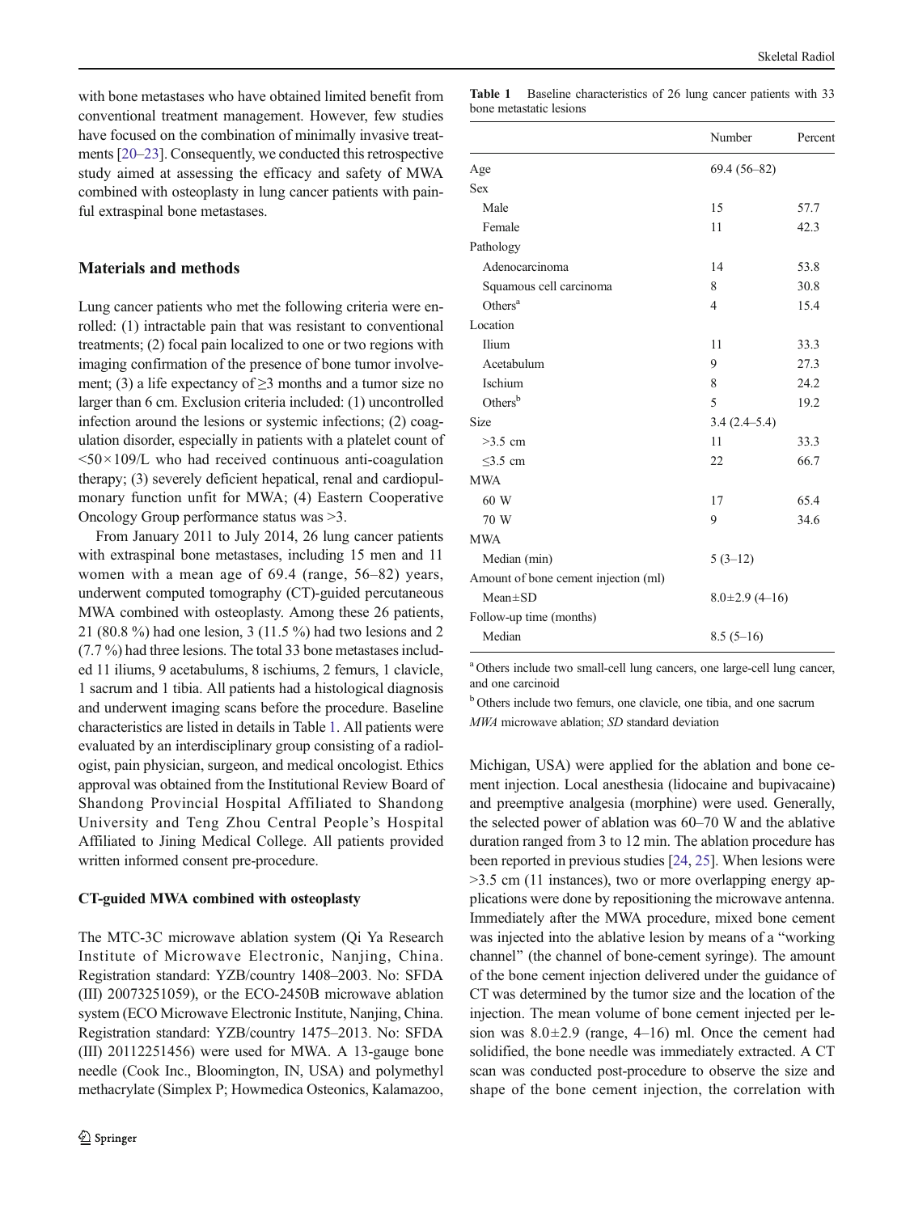with bone metastases who have obtained limited benefit from conventional treatment management. However, few studies have focused on the combination of minimally invasive treatments [20–23]. Consequently, we conducted this retrospective study aimed at assessing the efficacy and safety of MWA combined with osteoplasty in lung cancer patients with painful extraspinal bone metastases.

## Materials and methods

Lung cancer patients who met the following criteria were enrolled: (1) intractable pain that was resistant to conventional treatments; (2) focal pain localized to one or two regions with imaging confirmation of the presence of bone tumor involvement; (3) a life expectancy of ≥3 months and a tumor size no larger than 6 cm. Exclusion criteria included: (1) uncontrolled infection around the lesions or systemic infections; (2) coagulation disorder, especially in patients with a platelet count of <50×109/L who had received continuous anti-coagulation therapy; (3) severely deficient hepatical, renal and cardiopulmonary function unfit for MWA; (4) Eastern Cooperative Oncology Group performance status was >3.

From January 2011 to July 2014, 26 lung cancer patients with extraspinal bone metastases, including 15 men and 11 women with a mean age of 69.4 (range, 56–82) years, underwent computed tomography (CT)-guided percutaneous MWA combined with osteoplasty. Among these 26 patients, 21 (80.8 %) had one lesion, 3 (11.5 %) had two lesions and 2 (7.7 %) had three lesions. The total 33 bone metastases included 11 iliums, 9 acetabulums, 8 ischiums, 2 femurs, 1 clavicle, 1 sacrum and 1 tibia. All patients had a histological diagnosis and underwent imaging scans before the procedure. Baseline characteristics are listed in details in Table 1. All patients were evaluated by an interdisciplinary group consisting of a radiologist, pain physician, surgeon, and medical oncologist. Ethics approval was obtained from the Institutional Review Board of Shandong Provincial Hospital Affiliated to Shandong University and Teng Zhou Central People's Hospital Affiliated to Jining Medical College. All patients provided written informed consent pre-procedure.

**Table 1** Baseline characteristics of 26 lung cancer patients with 33 bone metastatic lesions

| | Number | Percent |
|---|---|---|
| Age | 69.4 (56–82) | |
| Sex | | |
| Male | 15 | 57.7 |
| Female | 11 | 42.3 |
| Pathology | | |
| Adenocarcinoma | 14 | 53.8 |
| Squamous cell carcinoma | 8 | 30.8 |
| Others[a] | 4 | 15.4 |
| Location | | |
| Ilium | 11 | 33.3 |
| Acetabulum | 9 | 27.3 |
| Ischium | 8 | 24.2 |
| Others[b] | 5 | 19.2 |
| Size | 3.4 (2.4–5.4) | |
| >3.5 cm | 11 | 33.3 |
| ≤3.5 cm | 22 | 66.7 |
| MWA | | |
| 60 W | 17 | 65.4 |
| 70 W | 9 | 34.6 |
| MWA | | |
| Median (min) | 5 (3–12) | |
| Amount of bone cement injection (ml) | | |
| Mean±SD | 8.0±2.9 (4–16) | |
| Follow-up time (months) | | |
| Median | 8.5 (5–16) | |

[a] Others include two small-cell lung cancers, one large-cell lung cancer, and one carcinoid

[b] Others include two femurs, one clavicle, one tibia, and one sacrum

*MWA* microwave ablation; *SD* standard deviation

### CT-guided MWA combined with osteoplasty

The MTC-3C microwave ablation system (Qi Ya Research Institute of Microwave Electronic, Nanjing, China. Registration standard: YZB/country 1408–2003. No: SFDA (III) 20073251059), or the ECO-2450B microwave ablation system (ECO Microwave Electronic Institute, Nanjing, China. Registration standard: YZB/country 1475–2013. No: SFDA (III) 20112251456) were used for MWA. A 13-gauge bone needle (Cook Inc., Bloomington, IN, USA) and polymethyl methacrylate (Simplex P; Howmedica Osteonics, Kalamazoo, Michigan, USA) were applied for the ablation and bone cement injection. Local anesthesia (lidocaine and bupivacaine) and preemptive analgesia (morphine) were used. Generally, the selected power of ablation was 60–70 W and the ablative duration ranged from 3 to 12 min. The ablation procedure has been reported in previous studies [24, 25]. When lesions were >3.5 cm (11 instances), two or more overlapping energy applications were done by repositioning the microwave antenna. Immediately after the MWA procedure, mixed bone cement was injected into the ablative lesion by means of a "working channel" (the channel of bone-cement syringe). The amount of the bone cement injection delivered under the guidance of CT was determined by the tumor size and the location of the injection. The mean volume of bone cement injected per lesion was 8.0±2.9 (range, 4–16) ml. Once the cement had solidified, the bone needle was immediately extracted. A CT scan was conducted post-procedure to observe the size and shape of the bone cement injection, the correlation with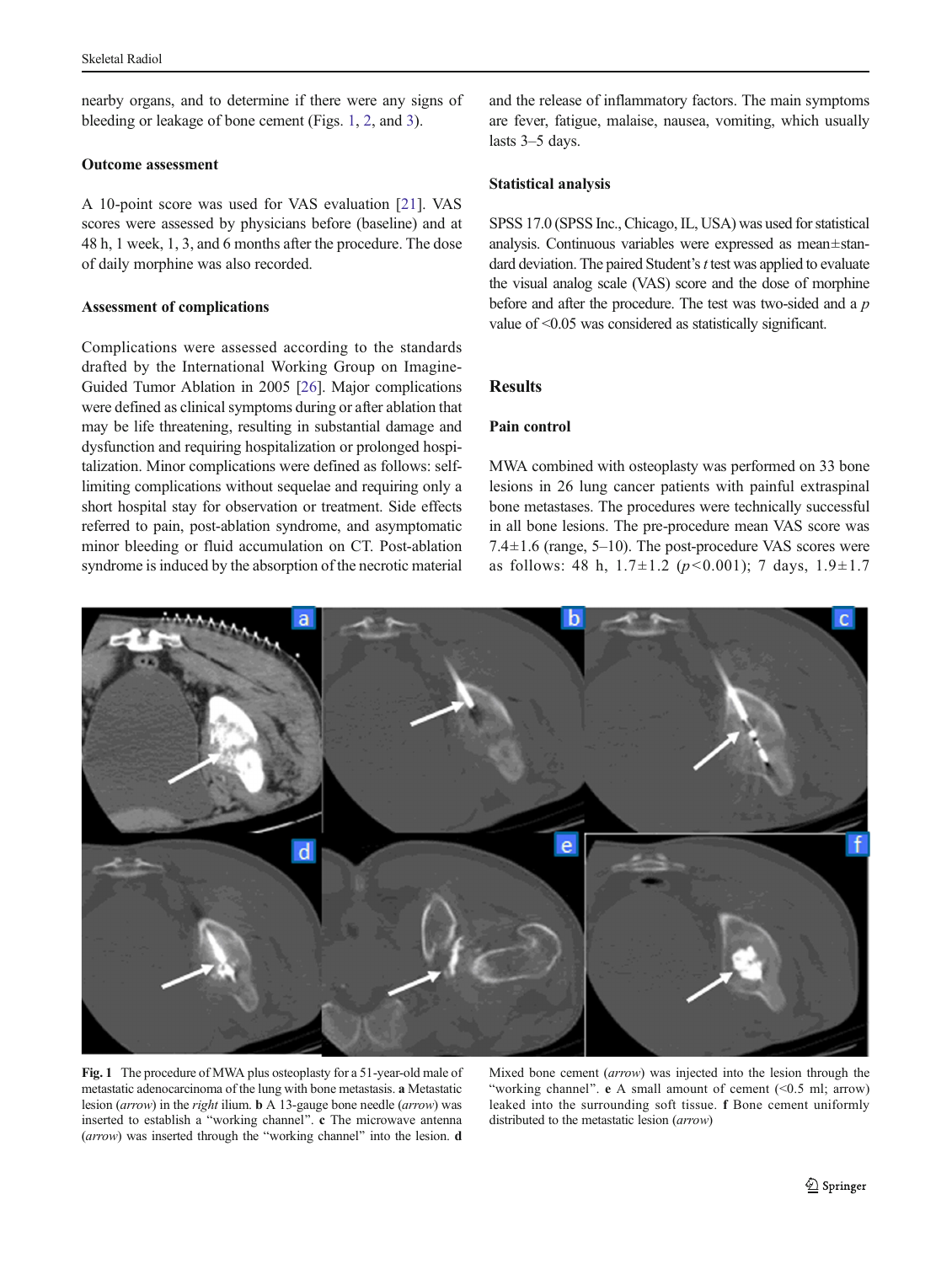nearby organs, and to determine if there were any signs of bleeding or leakage of bone cement (Figs. 1, 2, and 3).

### Outcome assessment

A 10-point score was used for VAS evaluation [21]. VAS scores were assessed by physicians before (baseline) and at 48 h, 1 week, 1, 3, and 6 months after the procedure. The dose of daily morphine was also recorded.

### Assessment of complications

Complications were assessed according to the standards drafted by the International Working Group on Imagine-Guided Tumor Ablation in 2005 [26]. Major complications were defined as clinical symptoms during or after ablation that may be life threatening, resulting in substantial damage and dysfunction and requiring hospitalization or prolonged hospitalization. Minor complications were defined as follows: self-limiting complications without sequelae and requiring only a short hospital stay for observation or treatment. Side effects referred to pain, post-ablation syndrome, and asymptomatic minor bleeding or fluid accumulation on CT. Post-ablation syndrome is induced by the absorption of the necrotic material and the release of inflammatory factors. The main symptoms are fever, fatigue, malaise, nausea, vomiting, which usually lasts 3–5 days.

### Statistical analysis

SPSS 17.0 (SPSS Inc., Chicago, IL, USA) was used for statistical analysis. Continuous variables were expressed as mean±standard deviation. The paired Student's *t* test was applied to evaluate the visual analog scale (VAS) score and the dose of morphine before and after the procedure. The test was two-sided and a *p* value of <0.05 was considered as statistically significant.

## Results

### Pain control

MWA combined with osteoplasty was performed on 33 bone lesions in 26 lung cancer patients with painful extraspinal bone metastases. The procedures were technically successful in all bone lesions. The pre-procedure mean VAS score was 7.4±1.6 (range, 5–10). The post-procedure VAS scores were as follows: 48 h, 1.7±1.2 ($p<0.001$); 7 days, 1.9±1.7

**Fig. 1** The procedure of MWA plus osteoplasty for a 51-year-old male of metastatic adenocarcinoma of the lung with bone metastasis. **a** Metastatic lesion (*arrow*) in the *right* ilium. **b** A 13-gauge bone needle (*arrow*) was inserted to establish a "working channel". **c** The microwave antenna (*arrow*) was inserted through the "working channel" into the lesion. **d** Mixed bone cement (*arrow*) was injected into the lesion through the "working channel". **e** A small amount of cement (<0.5 ml; arrow) leaked into the surrounding soft tissue. **f** Bone cement uniformly distributed to the metastatic lesion (*arrow*)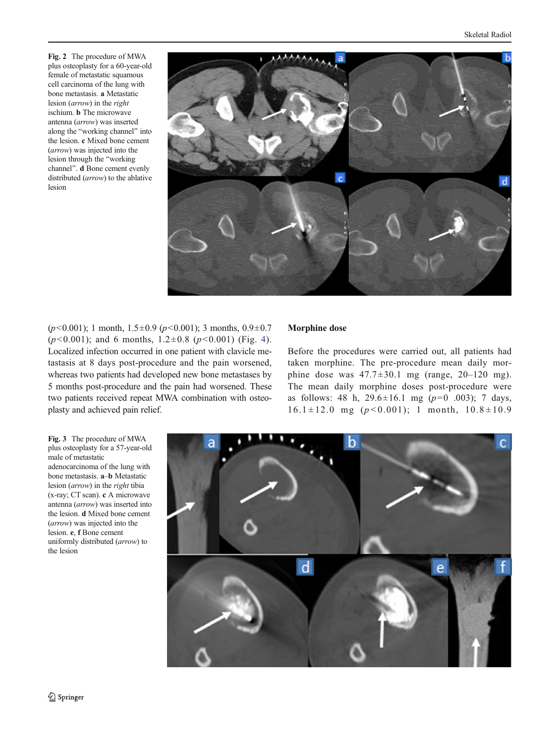**Fig. 2** The procedure of MWA plus osteoplasty for a 60-year-old female of metastatic squamous cell carcinoma of the lung with bone metastasis. **a** Metastatic lesion (*arrow*) in the *right* ischium. **b** The microwave antenna (*arrow*) was inserted along the "working channel" into the lesion. **c** Mixed bone cement (*arrow*) was injected into the lesion through the "working channel". **d** Bone cement evenly distributed (*arrow*) to the ablative lesion

($p<0.001$); 1 month, 1.5±0.9 ($p<0.001$); 3 months, 0.9±0.7 ($p<0.001$); and 6 months, 1.2±0.8 ($p<0.001$) (Fig. 4). Localized infection occurred in one patient with clavicle metastasis at 8 days post-procedure and the pain worsened, whereas two patients had developed new bone metastases by 5 months post-procedure and the pain had worsened. These two patients received repeat MWA combination with osteoplasty and achieved pain relief.

## Morphine dose

Before the procedures were carried out, all patients had taken morphine. The pre-procedure mean daily morphine dose was 47.7±30.1 mg (range, 20–120 mg). The mean daily morphine doses post-procedure were as follows: 48 h, 29.6±16.1 mg ($p$=0 .003); 7 days, 16.1±12.0 mg ($p<0.001$); 1 month, 10.8±10.9

**Fig. 3** The procedure of MWA plus osteoplasty for a 57-year-old male of metastatic adenocarcinoma of the lung with bone metastasis. **a**–**b** Metastatic lesion (*arrow*) in the *right* tibia (x-ray; CT scan). **c** A microwave antenna (*arrow*) was inserted into the lesion. **d** Mixed bone cement (*arrow*) was injected into the lesion. **e**, **f** Bone cement uniformly distributed (*arrow*) to the lesion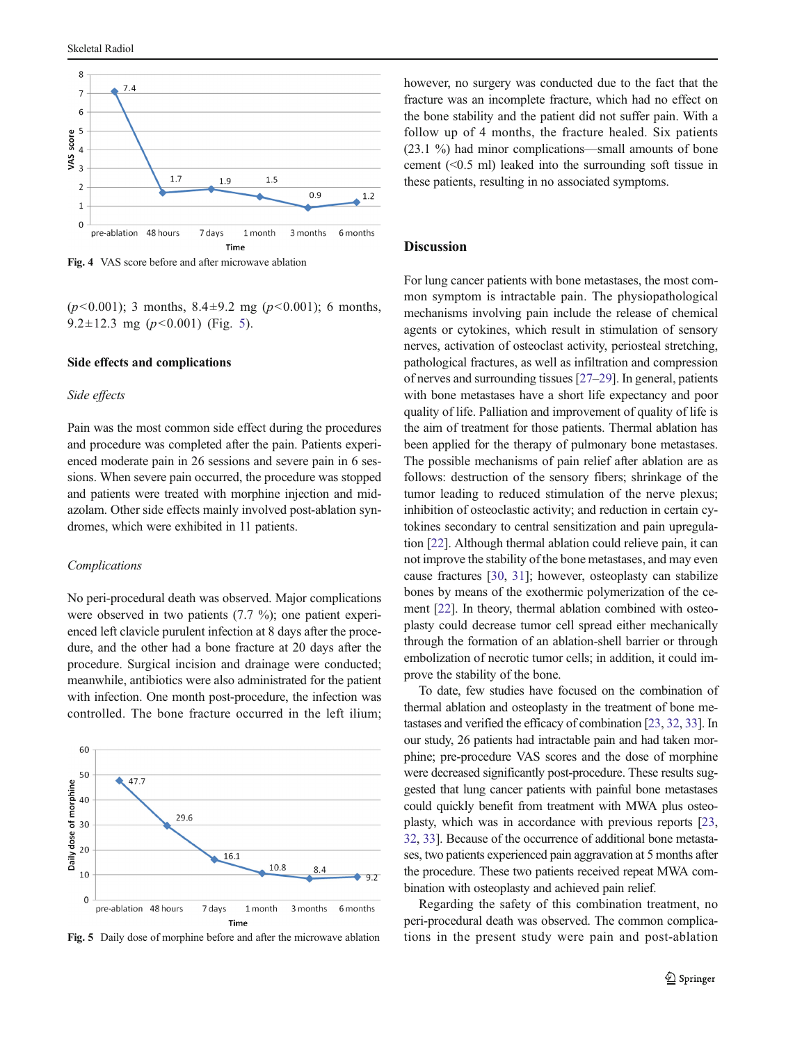Fig. 4 VAS score before and after microwave ablation

($p$<0.001); 3 months, 8.4±9.2 mg ($p$<0.001); 6 months, 9.2±12.3 mg ($p$<0.001) (Fig. 5).

### Side effects and complications

#### *Side effects*

Pain was the most common side effect during the procedures and procedure was completed after the pain. Patients experienced moderate pain in 26 sessions and severe pain in 6 sessions. When severe pain occurred, the procedure was stopped and patients were treated with morphine injection and midazolam. Other side effects mainly involved post-ablation syndromes, which were exhibited in 11 patients.

#### *Complications*

No peri-procedural death was observed. Major complications were observed in two patients (7.7 %); one patient experienced left clavicle purulent infection at 8 days after the procedure, and the other had a bone fracture at 20 days after the procedure. Surgical incision and drainage were conducted; meanwhile, antibiotics were also administrated for the patient with infection. One month post-procedure, the infection was controlled. The bone fracture occurred in the left ilium; however, no surgery was conducted due to the fact that the fracture was an incomplete fracture, which had no effect on the bone stability and the patient did not suffer pain. With a follow up of 4 months, the fracture healed. Six patients (23.1 %) had minor complications—small amounts of bone cement (<0.5 ml) leaked into the surrounding soft tissue in these patients, resulting in no associated symptoms.

Fig. 5 Daily dose of morphine before and after the microwave ablation

## Discussion

For lung cancer patients with bone metastases, the most common symptom is intractable pain. The physiopathological mechanisms involving pain include the release of chemical agents or cytokines, which result in stimulation of sensory nerves, activation of osteoclast activity, periosteal stretching, pathological fractures, as well as infiltration and compression of nerves and surrounding tissues [27–29]. In general, patients with bone metastases have a short life expectancy and poor quality of life. Palliation and improvement of quality of life is the aim of treatment for those patients. Thermal ablation has been applied for the therapy of pulmonary bone metastases. The possible mechanisms of pain relief after ablation are as follows: destruction of the sensory fibers; shrinkage of the tumor leading to reduced stimulation of the nerve plexus; inhibition of osteoclastic activity; and reduction in certain cytokines secondary to central sensitization and pain upregulation [22]. Although thermal ablation could relieve pain, it can not improve the stability of the bone metastases, and may even cause fractures [30, 31]; however, osteoplasty can stabilize bones by means of the exothermic polymerization of the cement [22]. In theory, thermal ablation combined with osteoplasty could decrease tumor cell spread either mechanically through the formation of an ablation-shell barrier or through embolization of necrotic tumor cells; in addition, it could improve the stability of the bone.

To date, few studies have focused on the combination of thermal ablation and osteoplasty in the treatment of bone metastases and verified the efficacy of combination [23, 32, 33]. In our study, 26 patients had intractable pain and had taken morphine; pre-procedure VAS scores and the dose of morphine were decreased significantly post-procedure. These results suggested that lung cancer patients with painful bone metastases could quickly benefit from treatment with MWA plus osteoplasty, which was in accordance with previous reports [23, 32, 33]. Because of the occurrence of additional bone metastases, two patients experienced pain aggravation at 5 months after the procedure. These two patients received repeat MWA combination with osteoplasty and achieved pain relief.

Regarding the safety of this combination treatment, no peri-procedural death was observed. The common complications in the present study were pain and post-ablation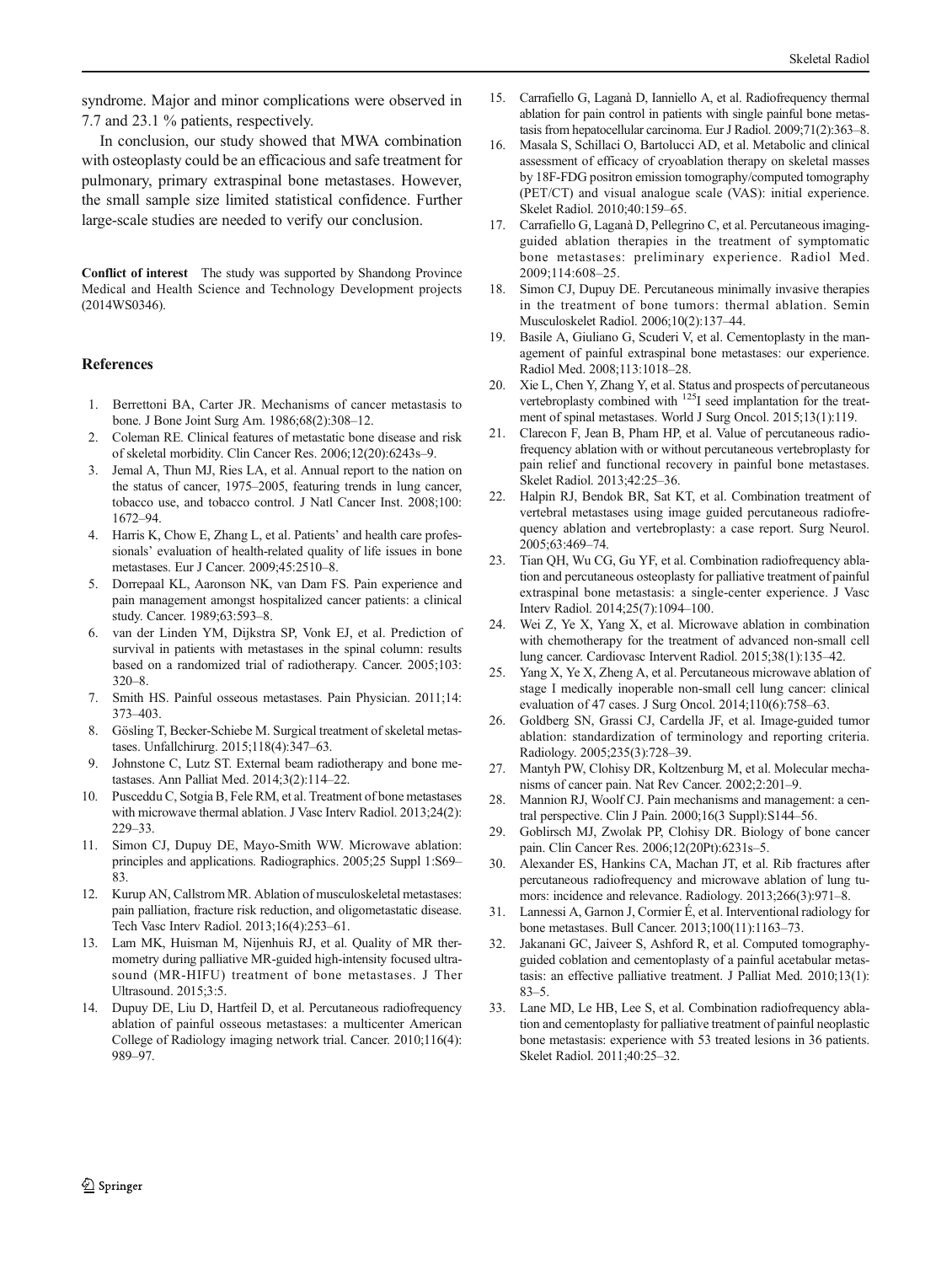syndrome. Major and minor complications were observed in 7.7 and 23.1 % patients, respectively.

In conclusion, our study showed that MWA combination with osteoplasty could be an efficacious and safe treatment for pulmonary, primary extraspinal bone metastases. However, the small sample size limited statistical confidence. Further large-scale studies are needed to verify our conclusion.

**Conflict of interest** The study was supported by Shandong Province Medical and Health Science and Technology Development projects (2014WS0346).

## References

1. Berrettoni BA, Carter JR. Mechanisms of cancer metastasis to bone. J Bone Joint Surg Am. 1986;68(2):308–12.
2. Coleman RE. Clinical features of metastatic bone disease and risk of skeletal morbidity. Clin Cancer Res. 2006;12(20):6243s–9.
3. Jemal A, Thun MJ, Ries LA, et al. Annual report to the nation on the status of cancer, 1975–2005, featuring trends in lung cancer, tobacco use, and tobacco control. J Natl Cancer Inst. 2008;100: 1672–94.
4. Harris K, Chow E, Zhang L, et al. Patients' and health care professionals' evaluation of health-related quality of life issues in bone metastases. Eur J Cancer. 2009;45:2510–8.
5. Dorrepaal KL, Aaronson NK, van Dam FS. Pain experience and pain management amongst hospitalized cancer patients: a clinical study. Cancer. 1989;63:593–8.
6. van der Linden YM, Dijkstra SP, Vonk EJ, et al. Prediction of survival in patients with metastases in the spinal column: results based on a randomized trial of radiotherapy. Cancer. 2005;103: 320–8.
7. Smith HS. Painful osseous metastases. Pain Physician. 2011;14: 373–403.
8. Gösling T, Becker-Schiebe M. Surgical treatment of skeletal metastases. Unfallchirurg. 2015;118(4):347–63.
9. Johnstone C, Lutz ST. External beam radiotherapy and bone metastases. Ann Palliat Med. 2014;3(2):114–22.
10. Pusceddu C, Sotgia B, Fele RM, et al. Treatment of bone metastases with microwave thermal ablation. J Vasc Interv Radiol. 2013;24(2): 229–33.
11. Simon CJ, Dupuy DE, Mayo-Smith WW. Microwave ablation: principles and applications. Radiographics. 2005;25 Suppl 1:S69–83.
12. Kurup AN, Callstrom MR. Ablation of musculoskeletal metastases: pain palliation, fracture risk reduction, and oligometastatic disease. Tech Vasc Interv Radiol. 2013;16(4):253–61.
13. Lam MK, Huisman M, Nijenhuis RJ, et al. Quality of MR thermometry during palliative MR-guided high-intensity focused ultrasound (MR-HIFU) treatment of bone metastases. J Ther Ultrasound. 2015;3:5.
14. Dupuy DE, Liu D, Hartfeil D, et al. Percutaneous radiofrequency ablation of painful osseous metastases: a multicenter American College of Radiology imaging network trial. Cancer. 2010;116(4): 989–97.
15. Carrafiello G, Laganà D, Ianniello A, et al. Radiofrequency thermal ablation for pain control in patients with single painful bone metastasis from hepatocellular carcinoma. Eur J Radiol. 2009;71(2):363–8.
16. Masala S, Schillaci O, Bartolucci AD, et al. Metabolic and clinical assessment of efficacy of cryoablation therapy on skeletal masses by 18F-FDG positron emission tomography/computed tomography (PET/CT) and visual analogue scale (VAS): initial experience. Skelet Radiol. 2010;40:159–65.
17. Carrafiello G, Laganà D, Pellegrino C, et al. Percutaneous imaging-guided ablation therapies in the treatment of symptomatic bone metastases: preliminary experience. Radiol Med. 2009;114:608–25.
18. Simon CJ, Dupuy DE. Percutaneous minimally invasive therapies in the treatment of bone tumors: thermal ablation. Semin Musculoskelet Radiol. 2006;10(2):137–44.
19. Basile A, Giuliano G, Scuderi V, et al. Cementoplasty in the management of painful extraspinal bone metastases: our experience. Radiol Med. 2008;113:1018–28.
20. Xie L, Chen Y, Zhang Y, et al. Status and prospects of percutaneous vertebroplasty combined with $^{125}$I seed implantation for the treatment of spinal metastases. World J Surg Oncol. 2015;13(1):119.
21. Clarecon F, Jean B, Pham HP, et al. Value of percutaneous radiofrequency ablation with or without percutaneous vertebroplasty for pain relief and functional recovery in painful bone metastases. Skelet Radiol. 2013;42:25–36.
22. Halpin RJ, Bendok BR, Sat KT, et al. Combination treatment of vertebral metastases using image guided percutaneous radiofrequency ablation and vertebroplasty: a case report. Surg Neurol. 2005;63:469–74.
23. Tian QH, Wu CG, Gu YF, et al. Combination radiofrequency ablation and percutaneous osteoplasty for palliative treatment of painful extraspinal bone metastasis: a single-center experience. J Vasc Interv Radiol. 2014;25(7):1094–100.
24. Wei Z, Ye X, Yang X, et al. Microwave ablation in combination with chemotherapy for the treatment of advanced non-small cell lung cancer. Cardiovasc Intervent Radiol. 2015;38(1):135–42.
25. Yang X, Ye X, Zheng A, et al. Percutaneous microwave ablation of stage I medically inoperable non-small cell lung cancer: clinical evaluation of 47 cases. J Surg Oncol. 2014;110(6):758–63.
26. Goldberg SN, Grassi CJ, Cardella JF, et al. Image-guided tumor ablation: standardization of terminology and reporting criteria. Radiology. 2005;235(3):728–39.
27. Mantyh PW, Clohisy DR, Koltzenburg M, et al. Molecular mechanisms of cancer pain. Nat Rev Cancer. 2002;2:201–9.
28. Mannion RJ, Woolf CJ. Pain mechanisms and management: a central perspective. Clin J Pain. 2000;16(3 Suppl):S144–56.
29. Goblirsch MJ, Zwolak PP, Clohisy DR. Biology of bone cancer pain. Clin Cancer Res. 2006;12(20Pt):6231s–5.
30. Alexander ES, Hankins CA, Machan JT, et al. Rib fractures after percutaneous radiofrequency and microwave ablation of lung tumors: incidence and relevance. Radiology. 2013;266(3):971–8.
31. Lannessi A, Garnon J, Cormier É, et al. Interventional radiology for bone metastases. Bull Cancer. 2013;100(11):1163–73.
32. Jakanani GC, Jaiveer S, Ashford R, et al. Computed tomography-guided coblation and cementoplasty of a painful acetabular metastasis: an effective palliative treatment. J Palliat Med. 2010;13(1): 83–5.
33. Lane MD, Le HB, Lee S, et al. Combination radiofrequency ablation and cementoplasty for palliative treatment of painful neoplastic bone metastasis: experience with 53 treated lesions in 36 patients. Skelet Radiol. 2011;40:25–32.